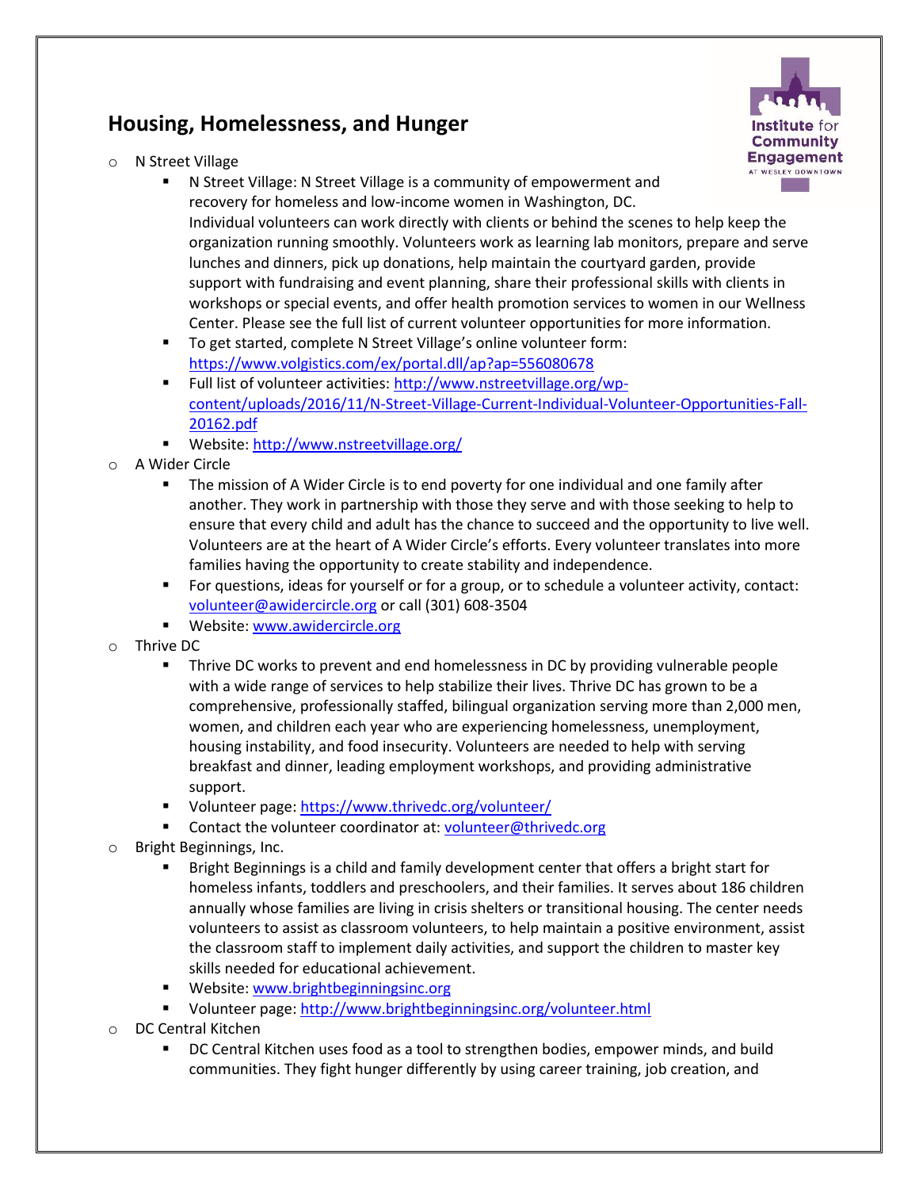## Housing, Homelessness, and Hunger

- N Street Village
  - N Street Village: N Street Village is a community of empowerment and recovery for homeless and low-income women in Washington, DC. Individual volunteers can work directly with clients or behind the scenes to help keep the organization running smoothly. Volunteers work as learning lab monitors, prepare and serve lunches and dinners, pick up donations, help maintain the courtyard garden, provide support with fundraising and event planning, share their professional skills with clients in workshops or special events, and offer health promotion services to women in our Wellness Center. Please see the full list of current volunteer opportunities for more information.
  - To get started, complete N Street Village's online volunteer form: https://www.volgistics.com/ex/portal.dll/ap?ap=556080678
  - Full list of volunteer activities: http://www.nstreetvillage.org/wp-content/uploads/2016/11/N-Street-Village-Current-Individual-Volunteer-Opportunities-Fall-20162.pdf
  - Website: http://www.nstreetvillage.org/
- A Wider Circle
  - The mission of A Wider Circle is to end poverty for one individual and one family after another. They work in partnership with those they serve and with those seeking to help to ensure that every child and adult has the chance to succeed and the opportunity to live well. Volunteers are at the heart of A Wider Circle's efforts. Every volunteer translates into more families having the opportunity to create stability and independence.
  - For questions, ideas for yourself or for a group, or to schedule a volunteer activity, contact: volunteer@awidercircle.org or call (301) 608-3504
  - Website: www.awidercircle.org
- Thrive DC
  - Thrive DC works to prevent and end homelessness in DC by providing vulnerable people with a wide range of services to help stabilize their lives. Thrive DC has grown to be a comprehensive, professionally staffed, bilingual organization serving more than 2,000 men, women, and children each year who are experiencing homelessness, unemployment, housing instability, and food insecurity. Volunteers are needed to help with serving breakfast and dinner, leading employment workshops, and providing administrative support.
  - Volunteer page: https://www.thrivedc.org/volunteer/
  - Contact the volunteer coordinator at: volunteer@thrivedc.org
- Bright Beginnings, Inc.
  - Bright Beginnings is a child and family development center that offers a bright start for homeless infants, toddlers and preschoolers, and their families. It serves about 186 children annually whose families are living in crisis shelters or transitional housing. The center needs volunteers to assist as classroom volunteers, to help maintain a positive environment, assist the classroom staff to implement daily activities, and support the children to master key skills needed for educational achievement.
  - Website: www.brightbeginningsinc.org
  - Volunteer page: http://www.brightbeginningsinc.org/volunteer.html
- DC Central Kitchen
  - DC Central Kitchen uses food as a tool to strengthen bodies, empower minds, and build communities. They fight hunger differently by using career training, job creation, and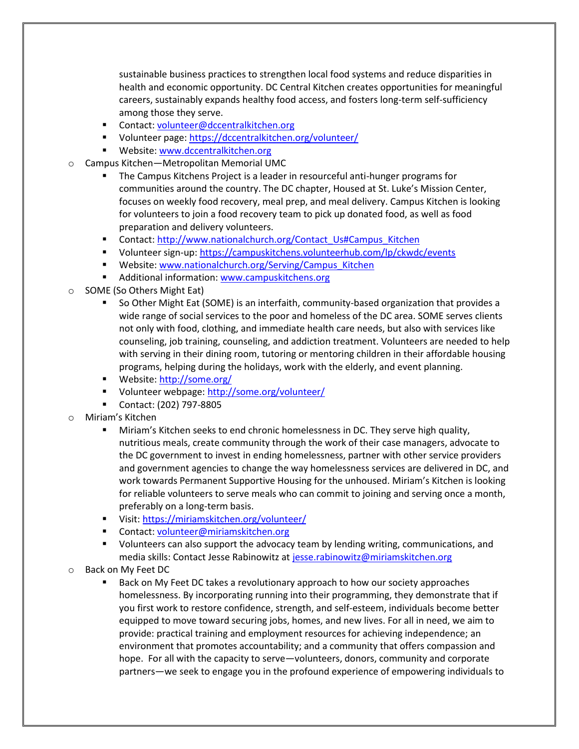sustainable business practices to strengthen local food systems and reduce disparities in health and economic opportunity. DC Central Kitchen creates opportunities for meaningful careers, sustainably expands healthy food access, and fosters long-term self-sufficiency among those they serve.
    - Contact: volunteer@dccentralkitchen.org
    - Volunteer page: https://dccentralkitchen.org/volunteer/
    - Website: www.dccentralkitchen.org
- Campus Kitchen—Metropolitan Memorial UMC
    - The Campus Kitchens Project is a leader in resourceful anti-hunger programs for communities around the country. The DC chapter, Housed at St. Luke's Mission Center, focuses on weekly food recovery, meal prep, and meal delivery. Campus Kitchen is looking for volunteers to join a food recovery team to pick up donated food, as well as food preparation and delivery volunteers.
    - Contact: http://www.nationalchurch.org/Contact_Us#Campus_Kitchen
    - Volunteer sign-up: https://campuskitchens.volunteerhub.com/lp/ckwdc/events
    - Website: www.nationalchurch.org/Serving/Campus_Kitchen
    - Additional information: www.campuskitchens.org
- SOME (So Others Might Eat)
    - So Other Might Eat (SOME) is an interfaith, community-based organization that provides a wide range of social services to the poor and homeless of the DC area. SOME serves clients not only with food, clothing, and immediate health care needs, but also with services like counseling, job training, counseling, and addiction treatment. Volunteers are needed to help with serving in their dining room, tutoring or mentoring children in their affordable housing programs, helping during the holidays, work with the elderly, and event planning.
    - Website: http://some.org/
    - Volunteer webpage: http://some.org/volunteer/
    - Contact: (202) 797-8805
- Miriam's Kitchen
    - Miriam's Kitchen seeks to end chronic homelessness in DC. They serve high quality, nutritious meals, create community through the work of their case managers, advocate to the DC government to invest in ending homelessness, partner with other service providers and government agencies to change the way homelessness services are delivered in DC, and work towards Permanent Supportive Housing for the unhoused. Miriam's Kitchen is looking for reliable volunteers to serve meals who can commit to joining and serving once a month, preferably on a long-term basis.
    - Visit: https://miriamskitchen.org/volunteer/
    - Contact: volunteer@miriamskitchen.org
    - Volunteers can also support the advocacy team by lending writing, communications, and media skills: Contact Jesse Rabinowitz at jesse.rabinowitz@miriamskitchen.org
- Back on My Feet DC
    - Back on My Feet DC takes a revolutionary approach to how our society approaches homelessness. By incorporating running into their programming, they demonstrate that if you first work to restore confidence, strength, and self-esteem, individuals become better equipped to move toward securing jobs, homes, and new lives. For all in need, we aim to provide: practical training and employment resources for achieving independence; an environment that promotes accountability; and a community that offers compassion and hope. For all with the capacity to serve—volunteers, donors, community and corporate partners—we seek to engage you in the profound experience of empowering individuals to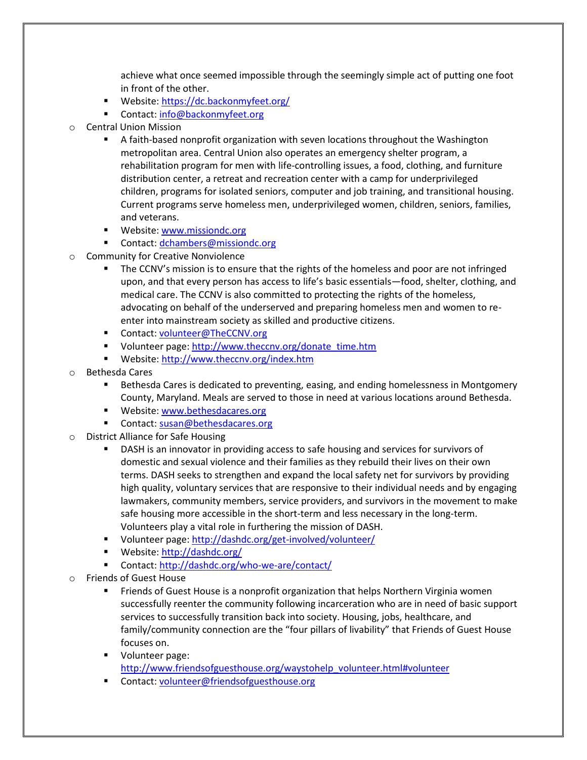achieve what once seemed impossible through the seemingly simple act of putting one foot in front of the other.
    - Website: https://dc.backonmyfeet.org/
    - Contact: info@backonmyfeet.org
- Central Union Mission
    - A faith-based nonprofit organization with seven locations throughout the Washington metropolitan area. Central Union also operates an emergency shelter program, a rehabilitation program for men with life-controlling issues, a food, clothing, and furniture distribution center, a retreat and recreation center with a camp for underprivileged children, programs for isolated seniors, computer and job training, and transitional housing. Current programs serve homeless men, underprivileged women, children, seniors, families, and veterans.
    - Website: www.missiondc.org
    - Contact: dchambers@missiondc.org
- Community for Creative Nonviolence
    - The CCNV's mission is to ensure that the rights of the homeless and poor are not infringed upon, and that every person has access to life's basic essentials—food, shelter, clothing, and medical care. The CCNV is also committed to protecting the rights of the homeless, advocating on behalf of the underserved and preparing homeless men and women to re-enter into mainstream society as skilled and productive citizens.
    - Contact: volunteer@TheCCNV.org
    - Volunteer page: http://www.theccnv.org/donate_time.htm
    - Website: http://www.theccnv.org/index.htm
- Bethesda Cares
    - Bethesda Cares is dedicated to preventing, easing, and ending homelessness in Montgomery County, Maryland. Meals are served to those in need at various locations around Bethesda.
    - Website: www.bethesdacares.org
    - Contact: susan@bethesdacares.org
- District Alliance for Safe Housing
    - DASH is an innovator in providing access to safe housing and services for survivors of domestic and sexual violence and their families as they rebuild their lives on their own terms. DASH seeks to strengthen and expand the local safety net for survivors by providing high quality, voluntary services that are responsive to their individual needs and by engaging lawmakers, community members, service providers, and survivors in the movement to make safe housing more accessible in the short-term and less necessary in the long-term. Volunteers play a vital role in furthering the mission of DASH.
    - Volunteer page: http://dashdc.org/get-involved/volunteer/
    - Website: http://dashdc.org/
    - Contact: http://dashdc.org/who-we-are/contact/
- Friends of Guest House
    - Friends of Guest House is a nonprofit organization that helps Northern Virginia women successfully reenter the community following incarceration who are in need of basic support services to successfully transition back into society. Housing, jobs, healthcare, and family/community connection are the "four pillars of livability" that Friends of Guest House focuses on.
    - Volunteer page: http://www.friendsofguesthouse.org/waystohelp_volunteer.html#volunteer
    - Contact: volunteer@friendsofguesthouse.org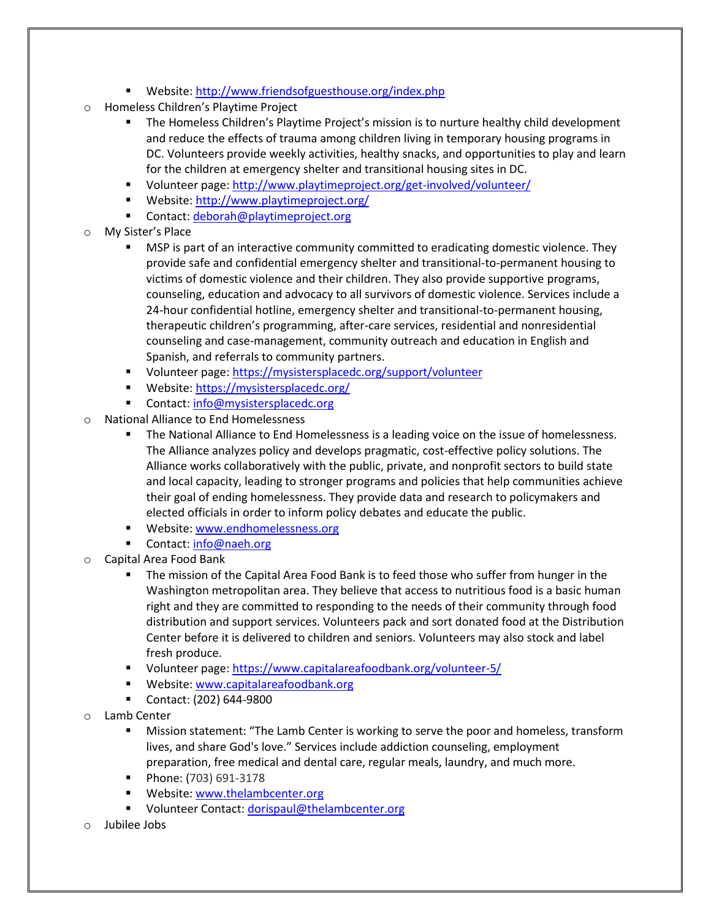- Website: [http://www.friendsofguesthouse.org/index.php](http://www.friendsofguesthouse.org/index.php)
- Homeless Children's Playtime Project
    - The Homeless Children's Playtime Project's mission is to nurture healthy child development and reduce the effects of trauma among children living in temporary housing programs in DC. Volunteers provide weekly activities, healthy snacks, and opportunities to play and learn for the children at emergency shelter and transitional housing sites in DC.
    - Volunteer page: [http://www.playtimeproject.org/get-involved/volunteer/](http://www.playtimeproject.org/get-involved/volunteer/)
    - Website: [http://www.playtimeproject.org/](http://www.playtimeproject.org/)
    - Contact: [deborah@playtimeproject.org](mailto:deborah@playtimeproject.org)
- My Sister's Place
    - MSP is part of an interactive community committed to eradicating domestic violence. They provide safe and confidential emergency shelter and transitional-to-permanent housing to victims of domestic violence and their children. They also provide supportive programs, counseling, education and advocacy to all survivors of domestic violence. Services include a 24-hour confidential hotline, emergency shelter and transitional-to-permanent housing, therapeutic children's programming, after-care services, residential and nonresidential counseling and case-management, community outreach and education in English and Spanish, and referrals to community partners.
    - Volunteer page: [https://mysistersplacedc.org/support/volunteer](https://mysistersplacedc.org/support/volunteer)
    - Website: [https://mysistersplacedc.org/](https://mysistersplacedc.org/)
    - Contact: [info@mysistersplacedc.org](mailto:info@mysistersplacedc.org)
- National Alliance to End Homelessness
    - The National Alliance to End Homelessness is a leading voice on the issue of homelessness. The Alliance analyzes policy and develops pragmatic, cost-effective policy solutions. The Alliance works collaboratively with the public, private, and nonprofit sectors to build state and local capacity, leading to stronger programs and policies that help communities achieve their goal of ending homelessness. They provide data and research to policymakers and elected officials in order to inform policy debates and educate the public.
    - Website: [www.endhomelessness.org](http://www.endhomelessness.org)
    - Contact: [info@naeh.org](mailto:info@naeh.org)
- Capital Area Food Bank
    - The mission of the Capital Area Food Bank is to feed those who suffer from hunger in the Washington metropolitan area. They believe that access to nutritious food is a basic human right and they are committed to responding to the needs of their community through food distribution and support services. Volunteers pack and sort donated food at the Distribution Center before it is delivered to children and seniors. Volunteers may also stock and label fresh produce.
    - Volunteer page: [https://www.capitalareafoodbank.org/volunteer-5/](https://www.capitalareafoodbank.org/volunteer-5/)
    - Website: [www.capitalareafoodbank.org](http://www.capitalareafoodbank.org)
    - Contact: (202) 644-9800
- Lamb Center
    - Mission statement: "The Lamb Center is working to serve the poor and homeless, transform lives, and share God's love." Services include addiction counseling, employment preparation, free medical and dental care, regular meals, laundry, and much more.
    - Phone: (703) 691-3178
    - Website: [www.thelambcenter.org](http://www.thelambcenter.org)
    - Volunteer Contact: [dorispaul@thelambcenter.org](mailto:dorispaul@thelambcenter.org)
- Jubilee Jobs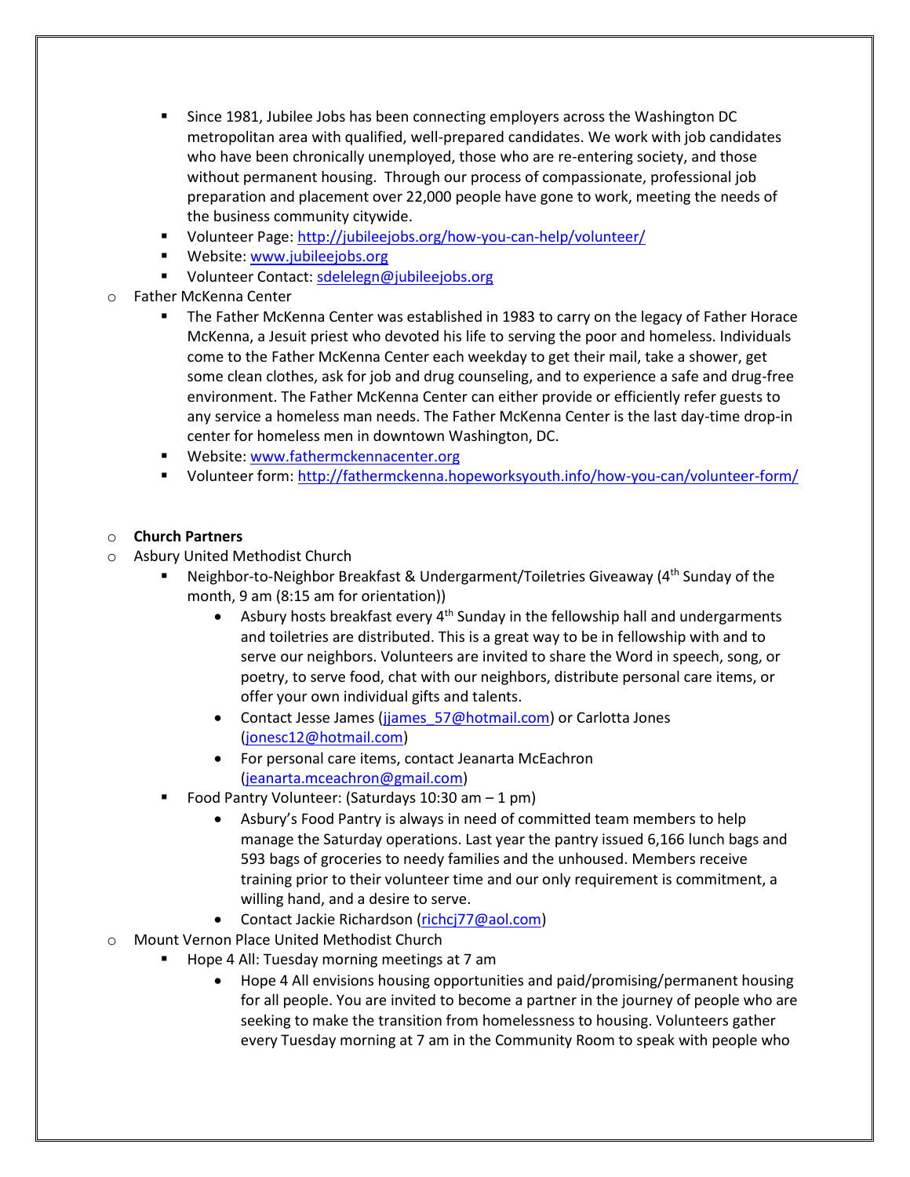- Since 1981, Jubilee Jobs has been connecting employers across the Washington DC metropolitan area with qualified, well-prepared candidates. We work with job candidates who have been chronically unemployed, those who are re-entering society, and those without permanent housing. Through our process of compassionate, professional job preparation and placement over 22,000 people have gone to work, meeting the needs of the business community citywide.
    - Volunteer Page: http://jubileejobs.org/how-you-can-help/volunteer/
    - Website: www.jubileejobs.org
    - Volunteer Contact: sdelelegn@jubileejobs.org
- Father McKenna Center
    - The Father McKenna Center was established in 1983 to carry on the legacy of Father Horace McKenna, a Jesuit priest who devoted his life to serving the poor and homeless. Individuals come to the Father McKenna Center each weekday to get their mail, take a shower, get some clean clothes, ask for job and drug counseling, and to experience a safe and drug-free environment. The Father McKenna Center can either provide or efficiently refer guests to any service a homeless man needs. The Father McKenna Center is the last day-time drop-in center for homeless men in downtown Washington, DC.
    - Website: www.fathermckennacenter.org
    - Volunteer form: http://fathermckenna.hopeworksyouth.info/how-you-can/volunteer-form/

- **Church Partners**
- Asbury United Methodist Church
    - Neighbor-to-Neighbor Breakfast & Undergarment/Toiletries Giveaway (4th Sunday of the month, 9 am (8:15 am for orientation))
        - Asbury hosts breakfast every 4th Sunday in the fellowship hall and undergarments and toiletries are distributed. This is a great way to be in fellowship with and to serve our neighbors. Volunteers are invited to share the Word in speech, song, or poetry, to serve food, chat with our neighbors, distribute personal care items, or offer your own individual gifts and talents.
        - Contact Jesse James (jjames_57@hotmail.com) or Carlotta Jones (jonesc12@hotmail.com)
        - For personal care items, contact Jeanarta McEachron (jeanarta.mceachron@gmail.com)
    - Food Pantry Volunteer: (Saturdays 10:30 am – 1 pm)
        - Asbury's Food Pantry is always in need of committed team members to help manage the Saturday operations. Last year the pantry issued 6,166 lunch bags and 593 bags of groceries to needy families and the unhoused. Members receive training prior to their volunteer time and our only requirement is commitment, a willing hand, and a desire to serve.
        - Contact Jackie Richardson (richcj77@aol.com)
- Mount Vernon Place United Methodist Church
    - Hope 4 All: Tuesday morning meetings at 7 am
        - Hope 4 All envisions housing opportunities and paid/promising/permanent housing for all people. You are invited to become a partner in the journey of people who are seeking to make the transition from homelessness to housing. Volunteers gather every Tuesday morning at 7 am in the Community Room to speak with people who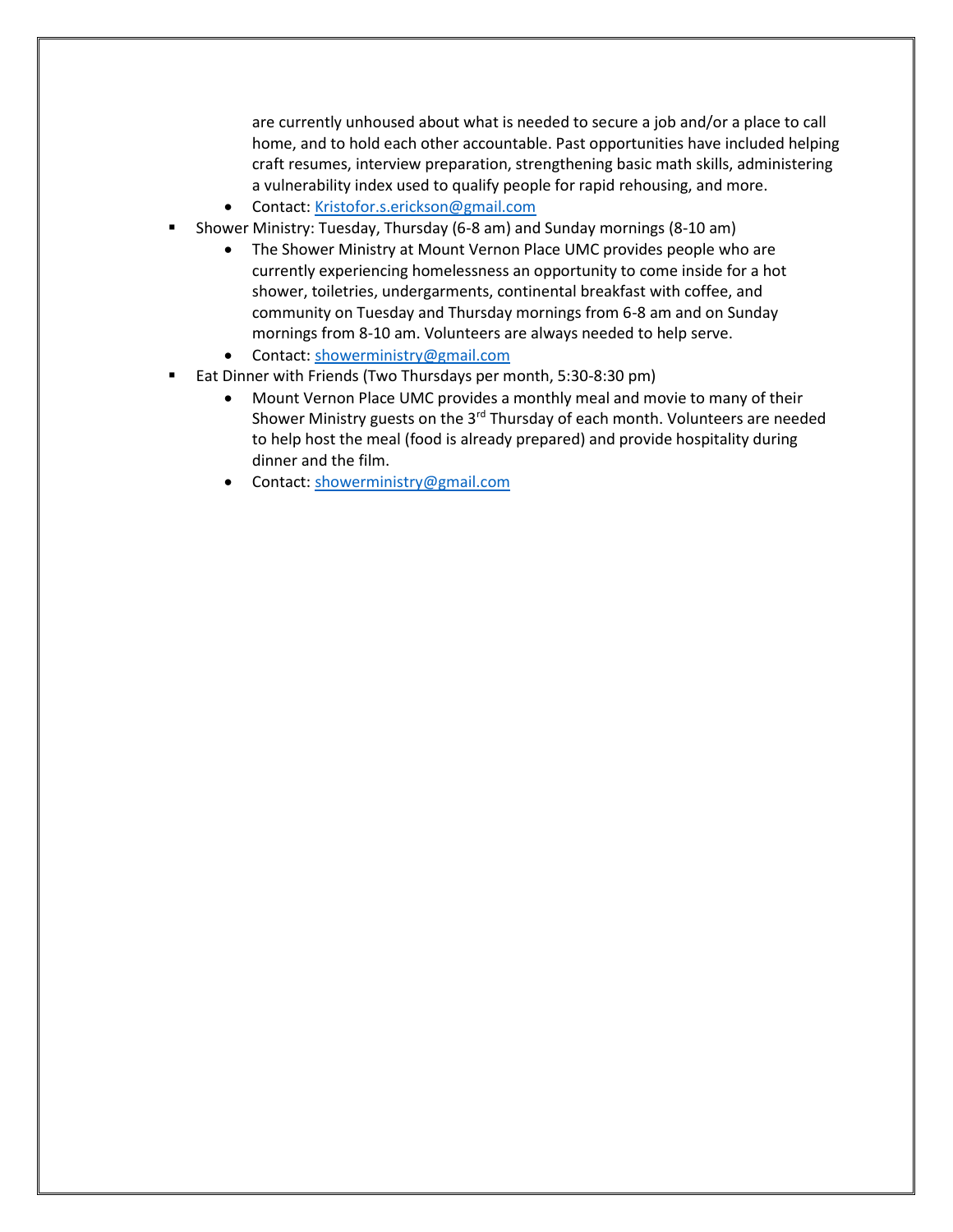are currently unhoused about what is needed to secure a job and/or a place to call home, and to hold each other accountable. Past opportunities have included helping craft resumes, interview preparation, strengthening basic math skills, administering a vulnerability index used to qualify people for rapid rehousing, and more.

  - Contact: Kristofor.s.erickson@gmail.com

- Shower Ministry: Tuesday, Thursday (6-8 am) and Sunday mornings (8-10 am)
  - The Shower Ministry at Mount Vernon Place UMC provides people who are currently experiencing homelessness an opportunity to come inside for a hot shower, toiletries, undergarments, continental breakfast with coffee, and community on Tuesday and Thursday mornings from 6-8 am and on Sunday mornings from 8-10 am. Volunteers are always needed to help serve.
  - Contact: showerministry@gmail.com
- Eat Dinner with Friends (Two Thursdays per month, 5:30-8:30 pm)
  - Mount Vernon Place UMC provides a monthly meal and movie to many of their Shower Ministry guests on the 3rd Thursday of each month. Volunteers are needed to help host the meal (food is already prepared) and provide hospitality during dinner and the film.
  - Contact: showerministry@gmail.com